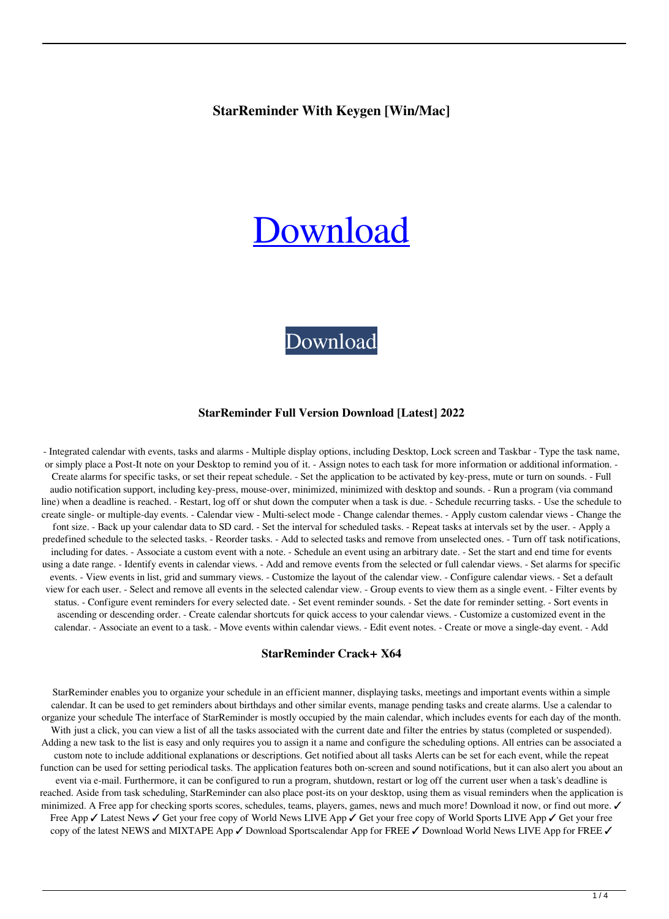**StarReminder With Keygen [Win/Mac]**

# [Download](#)

[Download](#)

### StarReminder Full Version Download [Latest] 2022

- Integrated calendar with events, tasks and alarms - Multiple display options, including Desktop, Lock screen and Taskbar - Type the task name, or simply place a Post-It note on your Desktop to remind you of it. - Assign notes to each task for more information or additional information. - Create alarms for specific tasks, or set their repeat schedule. - Set the application to be activated by key-press, mute or turn on sounds. - Full audio notification support, including key-press, mouse-over, minimized, minimized with desktop and sounds. - Run a program (via command line) when a deadline is reached. - Restart, log off or shut down the computer when a task is due. - Schedule recurring tasks. - Use the schedule to create single- or multiple-day events. - Calendar view - Multi-select mode - Change calendar themes. - Apply custom calendar views - Change the font size. - Back up your calendar data to SD card. - Set the interval for scheduled tasks. - Repeat tasks at intervals set by the user. - Apply a predefined schedule to the selected tasks. - Reorder tasks. - Add to selected tasks and remove from unselected ones. - Turn off task notifications, including for dates. - Associate a custom event with a note. - Schedule an event using an arbitrary date. - Set the start and end time for events using a date range. - Identify events in calendar views. - Add and remove events from the selected or full calendar views. - Set alarms for specific events. - View events in list, grid and summary views. - Customize the layout of the calendar view. - Configure calendar views. - Set a default view for each user. - Select and remove all events in the selected calendar view. - Group events to view them as a single event. - Filter events by status. - Configure event reminders for every selected date. - Set event reminder sounds. - Set the date for reminder setting. - Sort events in ascending or descending order. - Create calendar shortcuts for quick access to your calendar views. - Customize a customized event in the calendar. - Associate an event to a task. - Move events within calendar views. - Edit event notes. - Create or move a single-day event. - Add

### StarReminder Crack+ X64

StarReminder enables you to organize your schedule in an efficient manner, displaying tasks, meetings and important events within a simple calendar. It can be used to get reminders about birthdays and other similar events, manage pending tasks and create alarms. Use a calendar to organize your schedule The interface of StarReminder is mostly occupied by the main calendar, which includes events for each day of the month. With just a click, you can view a list of all the tasks associated with the current date and filter the entries by status (completed or suspended). Adding a new task to the list is easy and only requires you to assign it a name and configure the scheduling options. All entries can be associated a custom note to include additional explanations or descriptions. Get notified about all tasks Alerts can be set for each event, while the repeat function can be used for setting periodical tasks. The application features both on-screen and sound notifications, but it can also alert you about an event via e-mail. Furthermore, it can be configured to run a program, shutdown, restart or log off the current user when a task's deadline is reached. Aside from task scheduling, StarReminder can also place post-its on your desktop, using them as visual reminders when the application is minimized. A Free app for checking sports scores, schedules, teams, players, games, news and much more! Download it now, or find out more. ✓ Free App ✓ Latest News ✓ Get your free copy of World News LIVE App ✓ Get your free copy of World Sports LIVE App ✓ Get your free copy of the latest NEWS and MIXTAPE App ✓ Download Sportscalendar App for FREE ✓ Download World News LIVE App for FREE ✓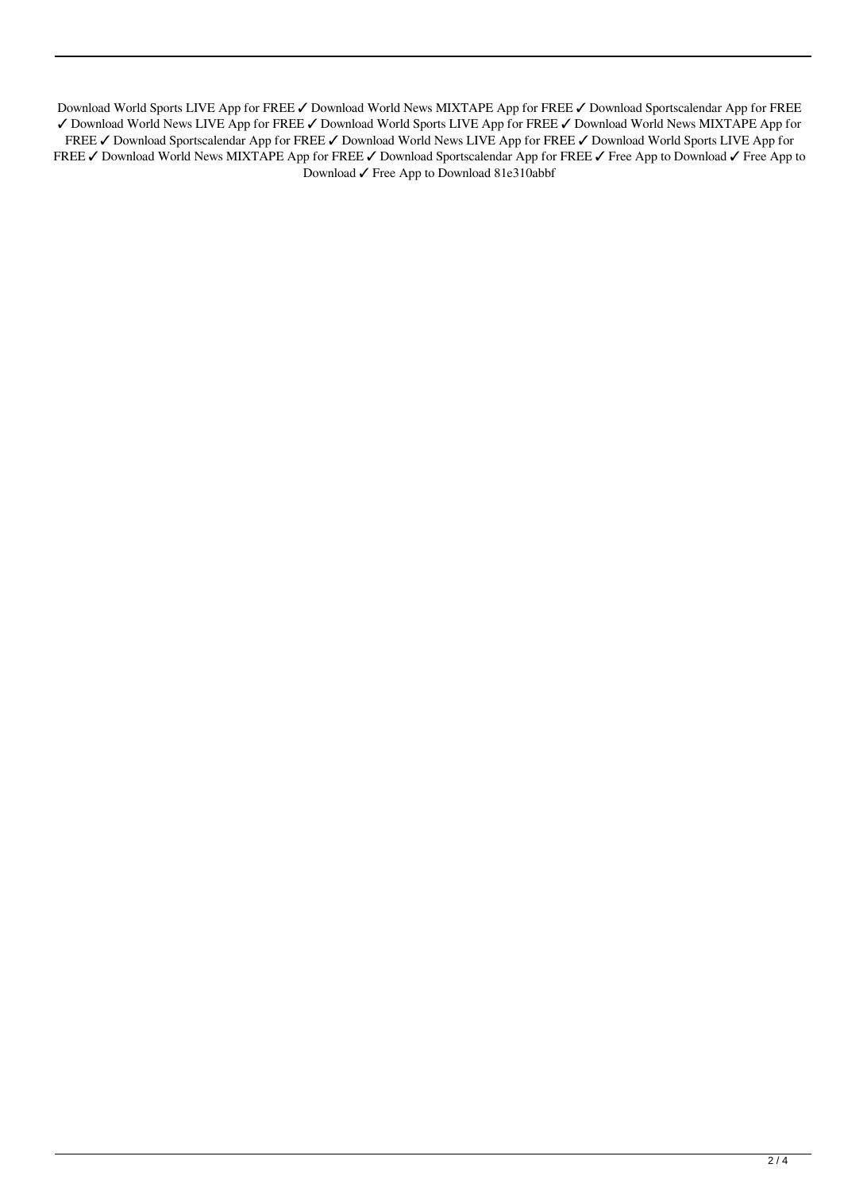Download World Sports LIVE App for FREE ✓ Download World News MIXTAPE App for FREE ✓ Download Sportscalendar App for FREE ✓ Download World News LIVE App for FREE ✓ Download World Sports LIVE App for FREE ✓ Download World News MIXTAPE App for FREE ✓ Download Sportscalendar App for FREE ✓ Download World News LIVE App for FREE ✓ Download World Sports LIVE App for FREE ✓ Download World News MIXTAPE App for FREE ✓ Download Sportscalendar App for FREE ✓ Free App to Download ✓ Free App to Download ✓ Free App to Download 81e310abbf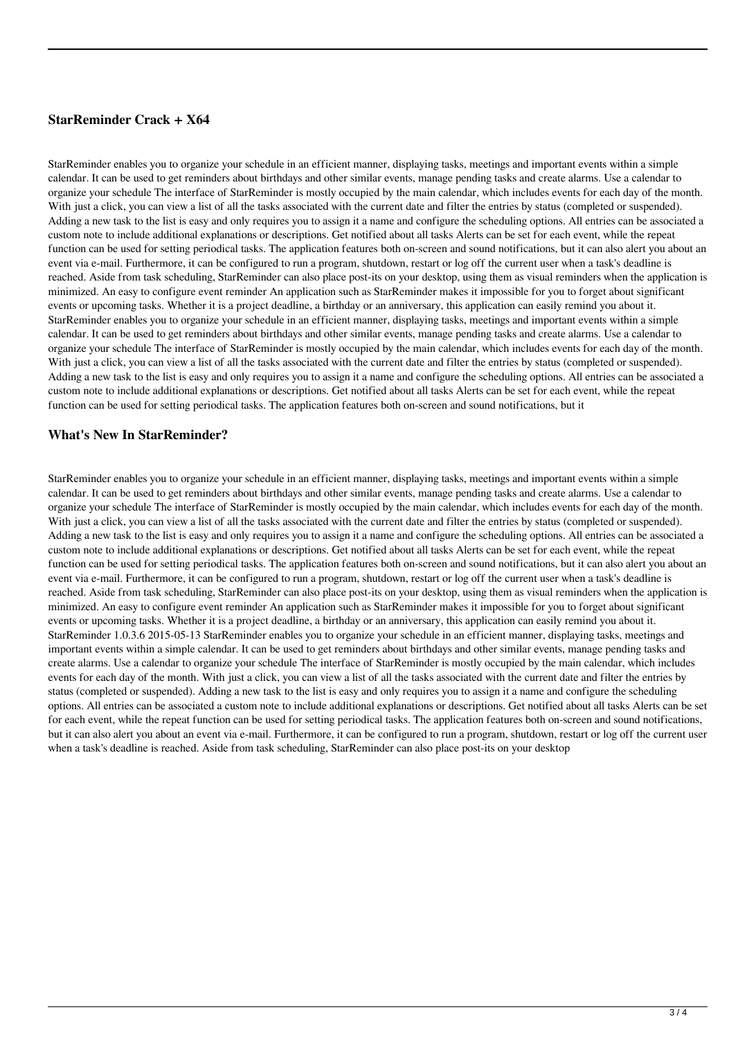### StarReminder Crack + X64

StarReminder enables you to organize your schedule in an efficient manner, displaying tasks, meetings and important events within a simple calendar. It can be used to get reminders about birthdays and other similar events, manage pending tasks and create alarms. Use a calendar to organize your schedule The interface of StarReminder is mostly occupied by the main calendar, which includes events for each day of the month. With just a click, you can view a list of all the tasks associated with the current date and filter the entries by status (completed or suspended). Adding a new task to the list is easy and only requires you to assign it a name and configure the scheduling options. All entries can be associated a custom note to include additional explanations or descriptions. Get notified about all tasks Alerts can be set for each event, while the repeat function can be used for setting periodical tasks. The application features both on-screen and sound notifications, but it can also alert you about an event via e-mail. Furthermore, it can be configured to run a program, shutdown, restart or log off the current user when a task's deadline is reached. Aside from task scheduling, StarReminder can also place post-its on your desktop, using them as visual reminders when the application is minimized. An easy to configure event reminder An application such as StarReminder makes it impossible for you to forget about significant events or upcoming tasks. Whether it is a project deadline, a birthday or an anniversary, this application can easily remind you about it. StarReminder enables you to organize your schedule in an efficient manner, displaying tasks, meetings and important events within a simple calendar. It can be used to get reminders about birthdays and other similar events, manage pending tasks and create alarms. Use a calendar to organize your schedule The interface of StarReminder is mostly occupied by the main calendar, which includes events for each day of the month. With just a click, you can view a list of all the tasks associated with the current date and filter the entries by status (completed or suspended). Adding a new task to the list is easy and only requires you to assign it a name and configure the scheduling options. All entries can be associated a custom note to include additional explanations or descriptions. Get notified about all tasks Alerts can be set for each event, while the repeat function can be used for setting periodical tasks. The application features both on-screen and sound notifications, but it

### What's New In StarReminder?

StarReminder enables you to organize your schedule in an efficient manner, displaying tasks, meetings and important events within a simple calendar. It can be used to get reminders about birthdays and other similar events, manage pending tasks and create alarms. Use a calendar to organize your schedule The interface of StarReminder is mostly occupied by the main calendar, which includes events for each day of the month. With just a click, you can view a list of all the tasks associated with the current date and filter the entries by status (completed or suspended). Adding a new task to the list is easy and only requires you to assign it a name and configure the scheduling options. All entries can be associated a custom note to include additional explanations or descriptions. Get notified about all tasks Alerts can be set for each event, while the repeat function can be used for setting periodical tasks. The application features both on-screen and sound notifications, but it can also alert you about an event via e-mail. Furthermore, it can be configured to run a program, shutdown, restart or log off the current user when a task's deadline is reached. Aside from task scheduling, StarReminder can also place post-its on your desktop, using them as visual reminders when the application is minimized. An easy to configure event reminder An application such as StarReminder makes it impossible for you to forget about significant events or upcoming tasks. Whether it is a project deadline, a birthday or an anniversary, this application can easily remind you about it. StarReminder 1.0.3.6 2015-05-13 StarReminder enables you to organize your schedule in an efficient manner, displaying tasks, meetings and important events within a simple calendar. It can be used to get reminders about birthdays and other similar events, manage pending tasks and create alarms. Use a calendar to organize your schedule The interface of StarReminder is mostly occupied by the main calendar, which includes events for each day of the month. With just a click, you can view a list of all the tasks associated with the current date and filter the entries by status (completed or suspended). Adding a new task to the list is easy and only requires you to assign it a name and configure the scheduling options. All entries can be associated a custom note to include additional explanations or descriptions. Get notified about all tasks Alerts can be set for each event, while the repeat function can be used for setting periodical tasks. The application features both on-screen and sound notifications, but it can also alert you about an event via e-mail. Furthermore, it can be configured to run a program, shutdown, restart or log off the current user when a task's deadline is reached. Aside from task scheduling, StarReminder can also place post-its on your desktop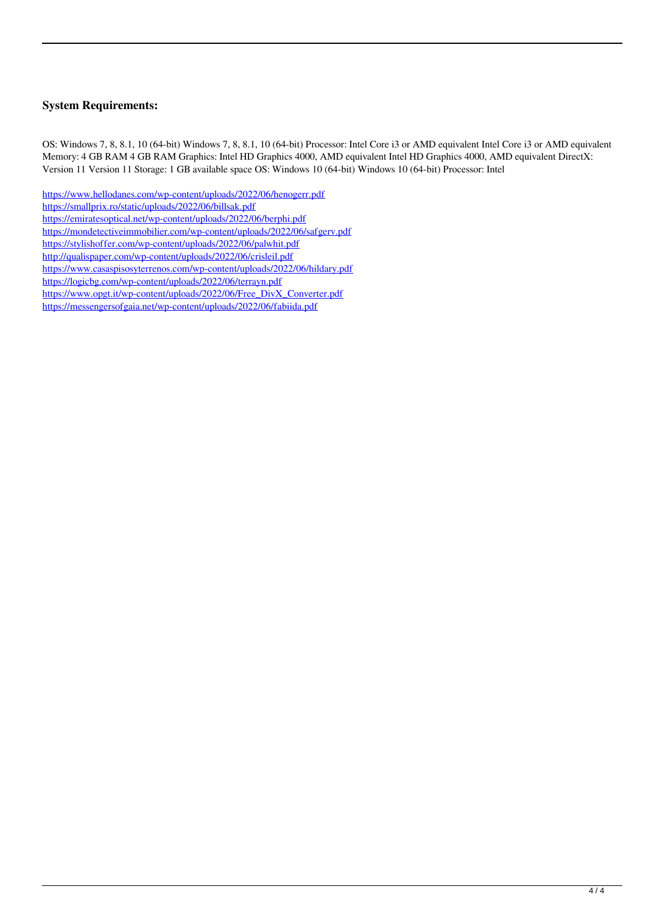### System Requirements:

OS: Windows 7, 8, 8.1, 10 (64-bit) Windows 7, 8, 8.1, 10 (64-bit) Processor: Intel Core i3 or AMD equivalent Intel Core i3 or AMD equivalent Memory: 4 GB RAM 4 GB RAM Graphics: Intel HD Graphics 4000, AMD equivalent Intel HD Graphics 4000, AMD equivalent DirectX: Version 11 Version 11 Storage: 1 GB available space OS: Windows 10 (64-bit) Windows 10 (64-bit) Processor: Intel

https://www.hellodanes.com/wp-content/uploads/2022/06/henogerr.pdf
https://smallprix.ro/static/uploads/2022/06/billsak.pdf
https://emiratesoptical.net/wp-content/uploads/2022/06/berphi.pdf
https://mondetectiveimmobilier.com/wp-content/uploads/2022/06/safgerv.pdf
https://stylishoffer.com/wp-content/uploads/2022/06/palwhit.pdf
http://qualispaper.com/wp-content/uploads/2022/06/crisleil.pdf
https://www.casaspisosyterrenos.com/wp-content/uploads/2022/06/hildary.pdf
https://logicbg.com/wp-content/uploads/2022/06/terrayn.pdf
https://www.opgt.it/wp-content/uploads/2022/06/Free_DivX_Converter.pdf
https://messengersofgaia.net/wp-content/uploads/2022/06/fabiida.pdf